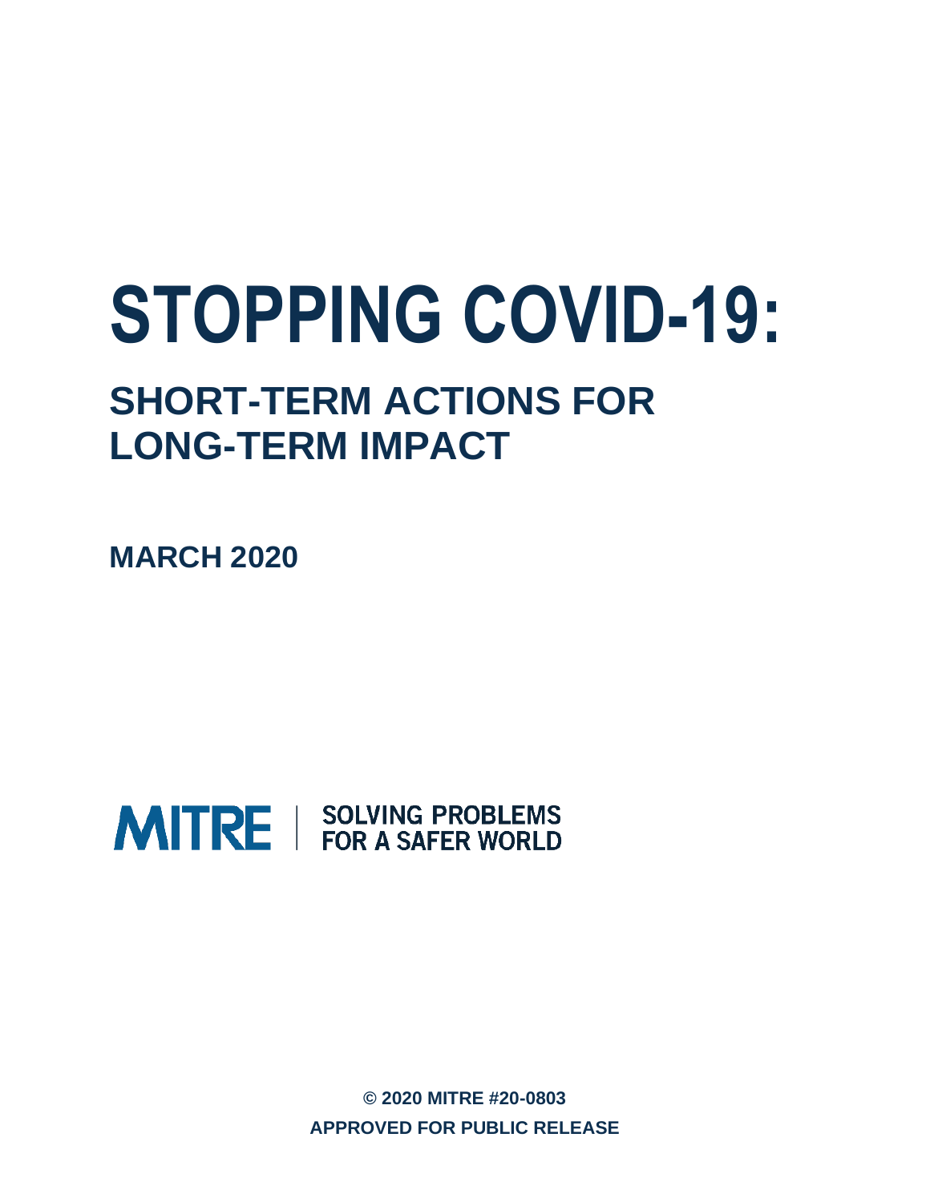# STOPPING COVID-19:

## SHORT-TERM ACTIONS FOR LONG-TERM IMPACT

**MARCH 2020**

MITRE | SOLVING PROBLEMS FOR A SAFER WORLD

**© 2020 MITRE #20-0803**

**APPROVED FOR PUBLIC RELEASE**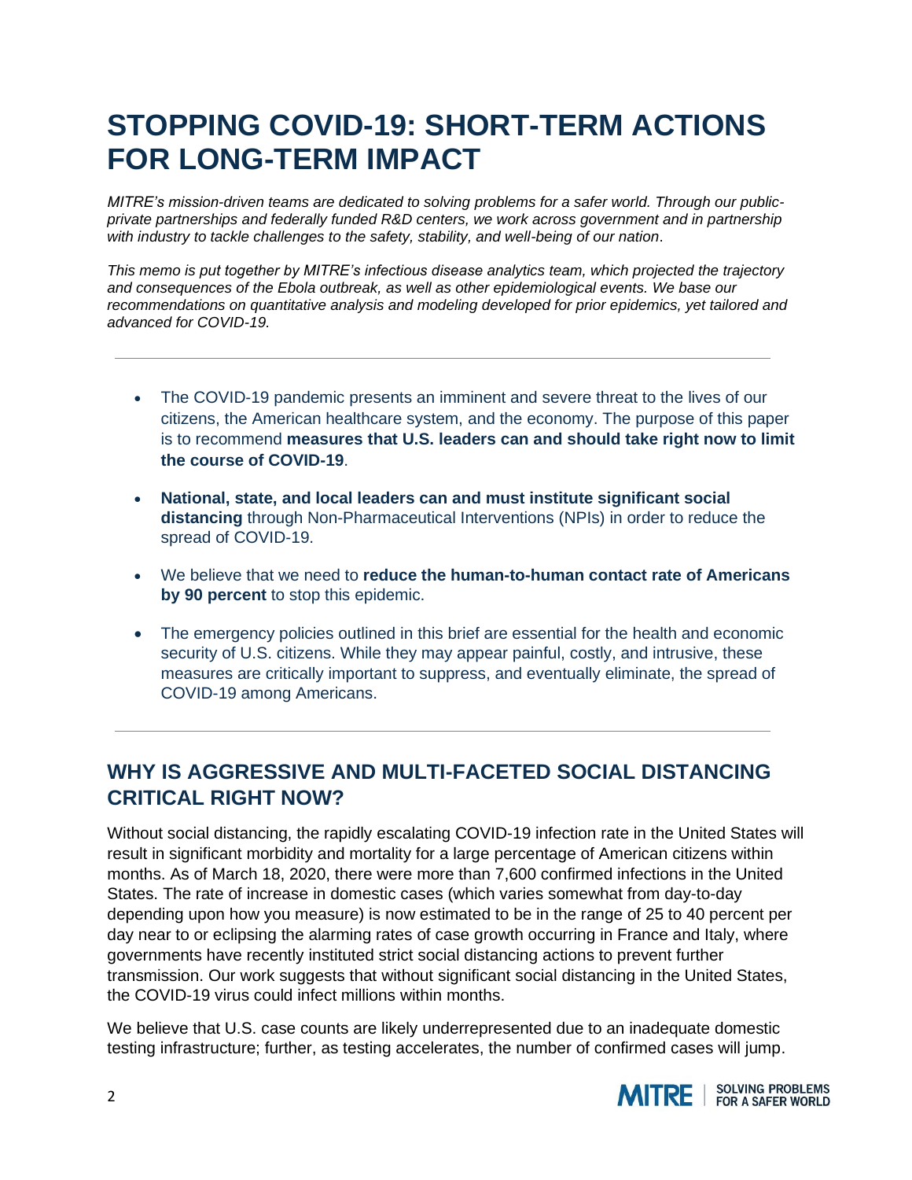# STOPPING COVID-19: SHORT-TERM ACTIONS FOR LONG-TERM IMPACT

*MITRE's mission-driven teams are dedicated to solving problems for a safer world. Through our public-private partnerships and federally funded R&D centers, we work across government and in partnership with industry to tackle challenges to the safety, stability, and well-being of our nation.*

*This memo is put together by MITRE's infectious disease analytics team, which projected the trajectory and consequences of the Ebola outbreak, as well as other epidemiological events. We base our recommendations on quantitative analysis and modeling developed for prior epidemics, yet tailored and advanced for COVID-19.*

---

- The COVID-19 pandemic presents an imminent and severe threat to the lives of our citizens, the American healthcare system, and the economy. The purpose of this paper is to recommend **measures that U.S. leaders can and should take right now to limit the course of COVID-19**.
- **National, state, and local leaders can and must institute significant social distancing** through Non-Pharmaceutical Interventions (NPIs) in order to reduce the spread of COVID-19.
- We believe that we need to **reduce the human-to-human contact rate of Americans by 90 percent** to stop this epidemic.
- The emergency policies outlined in this brief are essential for the health and economic security of U.S. citizens. While they may appear painful, costly, and intrusive, these measures are critically important to suppress, and eventually eliminate, the spread of COVID-19 among Americans.

---

## WHY IS AGGRESSIVE AND MULTI-FACETED SOCIAL DISTANCING CRITICAL RIGHT NOW?

Without social distancing, the rapidly escalating COVID-19 infection rate in the United States will result in significant morbidity and mortality for a large percentage of American citizens within months. As of March 18, 2020, there were more than 7,600 confirmed infections in the United States. The rate of increase in domestic cases (which varies somewhat from day-to-day depending upon how you measure) is now estimated to be in the range of 25 to 40 percent per day near to or eclipsing the alarming rates of case growth occurring in France and Italy, where governments have recently instituted strict social distancing actions to prevent further transmission. Our work suggests that without significant social distancing in the United States, the COVID-19 virus could infect millions within months.

We believe that U.S. case counts are likely underrepresented due to an inadequate domestic testing infrastructure; further, as testing accelerates, the number of confirmed cases will jump.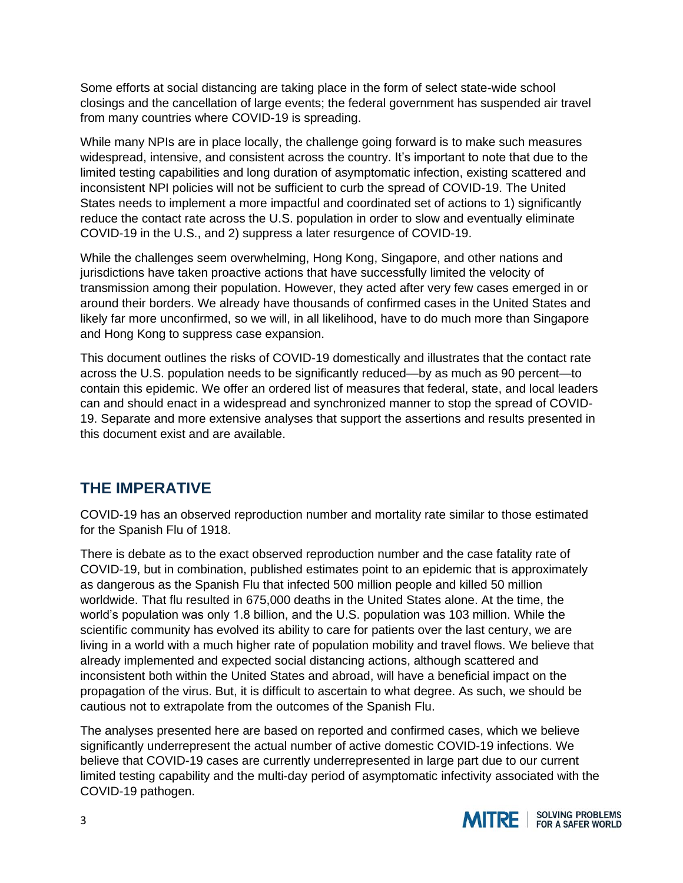Some efforts at social distancing are taking place in the form of select state-wide school closings and the cancellation of large events; the federal government has suspended air travel from many countries where COVID-19 is spreading.

While many NPIs are in place locally, the challenge going forward is to make such measures widespread, intensive, and consistent across the country. It's important to note that due to the limited testing capabilities and long duration of asymptomatic infection, existing scattered and inconsistent NPI policies will not be sufficient to curb the spread of COVID-19. The United States needs to implement a more impactful and coordinated set of actions to 1) significantly reduce the contact rate across the U.S. population in order to slow and eventually eliminate COVID-19 in the U.S., and 2) suppress a later resurgence of COVID-19.

While the challenges seem overwhelming, Hong Kong, Singapore, and other nations and jurisdictions have taken proactive actions that have successfully limited the velocity of transmission among their population. However, they acted after very few cases emerged in or around their borders. We already have thousands of confirmed cases in the United States and likely far more unconfirmed, so we will, in all likelihood, have to do much more than Singapore and Hong Kong to suppress case expansion.

This document outlines the risks of COVID-19 domestically and illustrates that the contact rate across the U.S. population needs to be significantly reduced—by as much as 90 percent—to contain this epidemic. We offer an ordered list of measures that federal, state, and local leaders can and should enact in a widespread and synchronized manner to stop the spread of COVID-19. Separate and more extensive analyses that support the assertions and results presented in this document exist and are available.

## THE IMPERATIVE

COVID-19 has an observed reproduction number and mortality rate similar to those estimated for the Spanish Flu of 1918.

There is debate as to the exact observed reproduction number and the case fatality rate of COVID-19, but in combination, published estimates point to an epidemic that is approximately as dangerous as the Spanish Flu that infected 500 million people and killed 50 million worldwide. That flu resulted in 675,000 deaths in the United States alone. At the time, the world's population was only 1.8 billion, and the U.S. population was 103 million. While the scientific community has evolved its ability to care for patients over the last century, we are living in a world with a much higher rate of population mobility and travel flows. We believe that already implemented and expected social distancing actions, although scattered and inconsistent both within the United States and abroad, will have a beneficial impact on the propagation of the virus. But, it is difficult to ascertain to what degree. As such, we should be cautious not to extrapolate from the outcomes of the Spanish Flu.

The analyses presented here are based on reported and confirmed cases, which we believe significantly underrepresent the actual number of active domestic COVID-19 infections. We believe that COVID-19 cases are currently underrepresented in large part due to our current limited testing capability and the multi-day period of asymptomatic infectivity associated with the COVID-19 pathogen.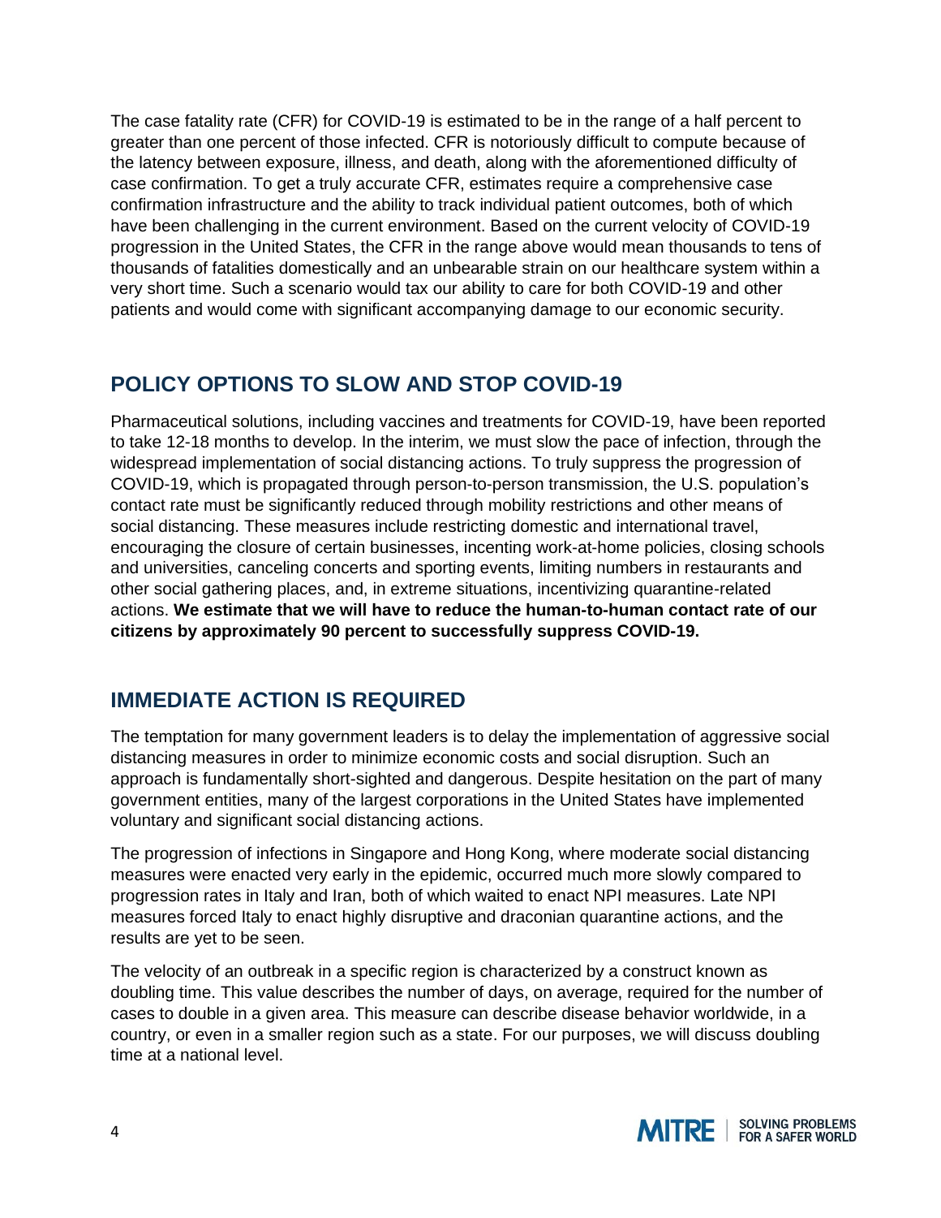The case fatality rate (CFR) for COVID-19 is estimated to be in the range of a half percent to greater than one percent of those infected. CFR is notoriously difficult to compute because of the latency between exposure, illness, and death, along with the aforementioned difficulty of case confirmation. To get a truly accurate CFR, estimates require a comprehensive case confirmation infrastructure and the ability to track individual patient outcomes, both of which have been challenging in the current environment. Based on the current velocity of COVID-19 progression in the United States, the CFR in the range above would mean thousands to tens of thousands of fatalities domestically and an unbearable strain on our healthcare system within a very short time. Such a scenario would tax our ability to care for both COVID-19 and other patients and would come with significant accompanying damage to our economic security.

## POLICY OPTIONS TO SLOW AND STOP COVID-19

Pharmaceutical solutions, including vaccines and treatments for COVID-19, have been reported to take 12-18 months to develop. In the interim, we must slow the pace of infection, through the widespread implementation of social distancing actions. To truly suppress the progression of COVID-19, which is propagated through person-to-person transmission, the U.S. population's contact rate must be significantly reduced through mobility restrictions and other means of social distancing. These measures include restricting domestic and international travel, encouraging the closure of certain businesses, incenting work-at-home policies, closing schools and universities, canceling concerts and sporting events, limiting numbers in restaurants and other social gathering places, and, in extreme situations, incentivizing quarantine-related actions. **We estimate that we will have to reduce the human-to-human contact rate of our citizens by approximately 90 percent to successfully suppress COVID-19.**

## IMMEDIATE ACTION IS REQUIRED

The temptation for many government leaders is to delay the implementation of aggressive social distancing measures in order to minimize economic costs and social disruption. Such an approach is fundamentally short-sighted and dangerous. Despite hesitation on the part of many government entities, many of the largest corporations in the United States have implemented voluntary and significant social distancing actions.

The progression of infections in Singapore and Hong Kong, where moderate social distancing measures were enacted very early in the epidemic, occurred much more slowly compared to progression rates in Italy and Iran, both of which waited to enact NPI measures. Late NPI measures forced Italy to enact highly disruptive and draconian quarantine actions, and the results are yet to be seen.

The velocity of an outbreak in a specific region is characterized by a construct known as doubling time. This value describes the number of days, on average, required for the number of cases to double in a given area. This measure can describe disease behavior worldwide, in a country, or even in a smaller region such as a state. For our purposes, we will discuss doubling time at a national level.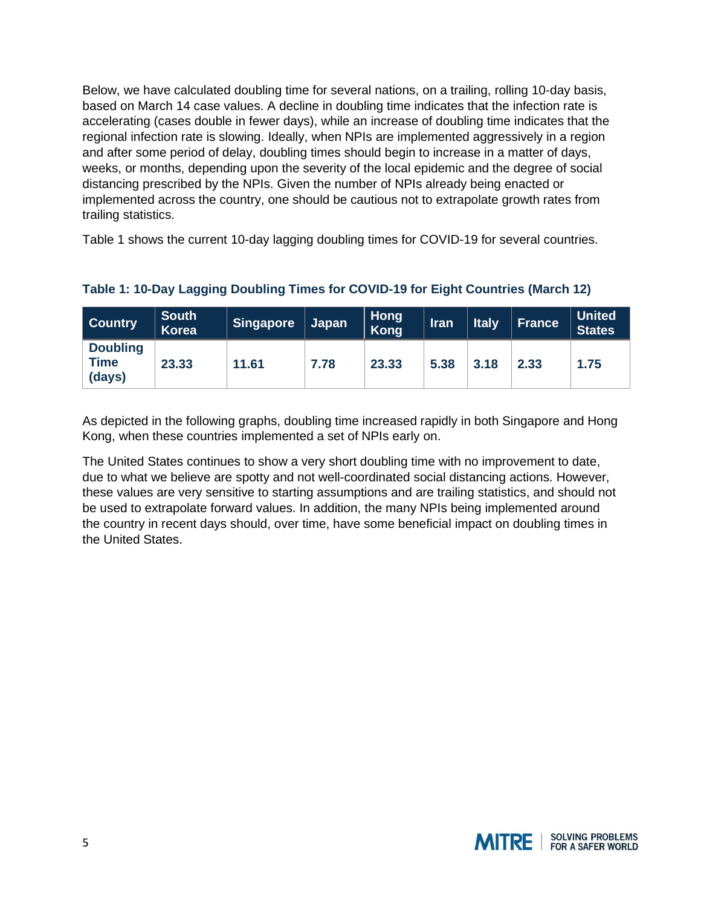Below, we have calculated doubling time for several nations, on a trailing, rolling 10-day basis, based on March 14 case values. A decline in doubling time indicates that the infection rate is accelerating (cases double in fewer days), while an increase of doubling time indicates that the regional infection rate is slowing. Ideally, when NPIs are implemented aggressively in a region and after some period of delay, doubling times should begin to increase in a matter of days, weeks, or months, depending upon the severity of the local epidemic and the degree of social distancing prescribed by the NPIs. Given the number of NPIs already being enacted or implemented across the country, one should be cautious not to extrapolate growth rates from trailing statistics.

Table 1 shows the current 10-day lagging doubling times for COVID-19 for several countries.

**Table 1: 10-Day Lagging Doubling Times for COVID-19 for Eight Countries (March 12)**

| Country | South Korea | Singapore | Japan | Hong Kong | Iran | Italy | France | United States |
|---|---|---|---|---|---|---|---|---|
| **Doubling Time (days)** | 23.33 | 11.61 | 7.78 | 23.33 | 5.38 | 3.18 | 2.33 | 1.75 |

As depicted in the following graphs, doubling time increased rapidly in both Singapore and Hong Kong, when these countries implemented a set of NPIs early on.

The United States continues to show a very short doubling time with no improvement to date, due to what we believe are spotty and not well-coordinated social distancing actions. However, these values are very sensitive to starting assumptions and are trailing statistics, and should not be used to extrapolate forward values. In addition, the many NPIs being implemented around the country in recent days should, over time, have some beneficial impact on doubling times in the United States.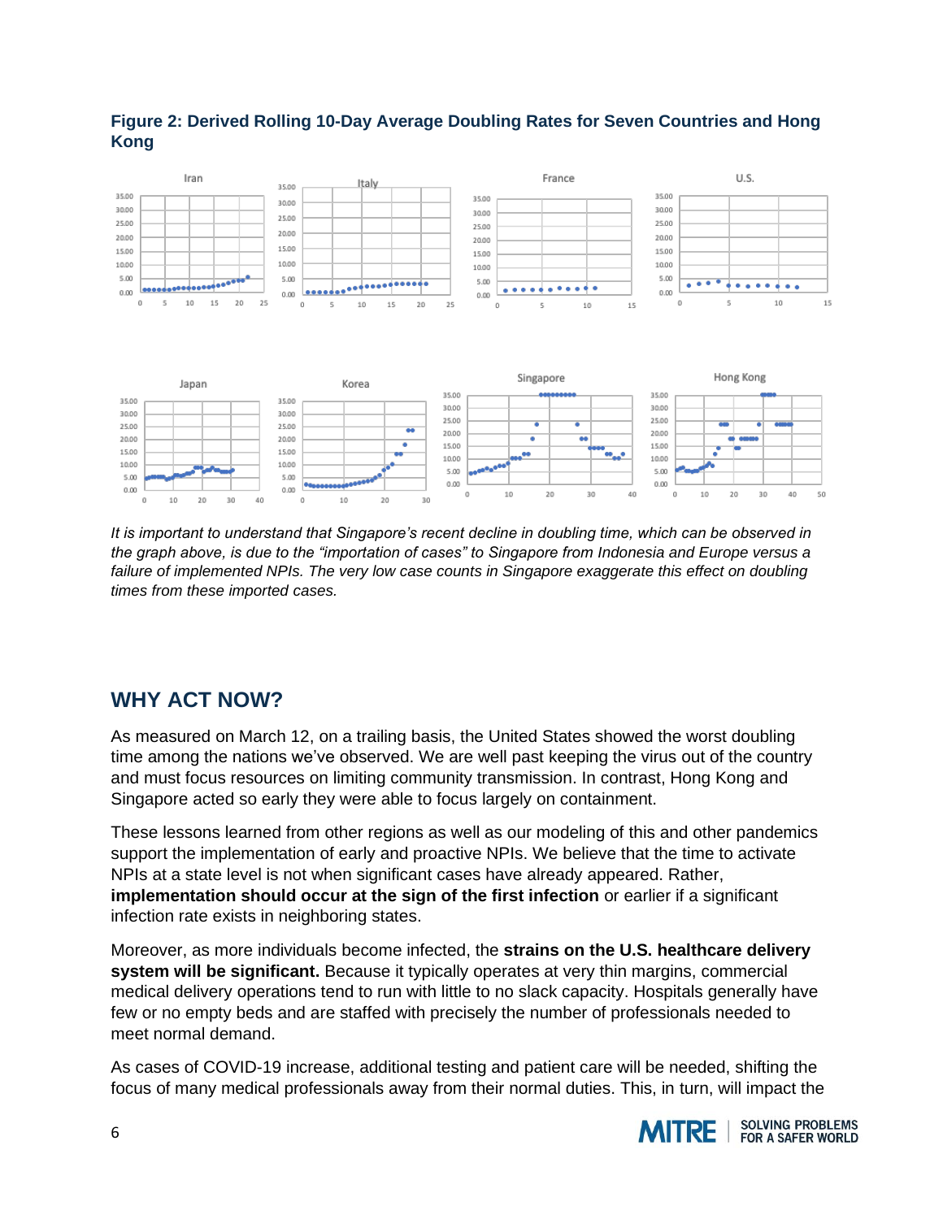**Figure 2: Derived Rolling 10-Day Average Doubling Rates for Seven Countries and Hong Kong**

*It is important to understand that Singapore's recent decline in doubling time, which can be observed in the graph above, is due to the "importation of cases" to Singapore from Indonesia and Europe versus a failure of implemented NPIs. The very low case counts in Singapore exaggerate this effect on doubling times from these imported cases.*

## WHY ACT NOW?

As measured on March 12, on a trailing basis, the United States showed the worst doubling time among the nations we've observed. We are well past keeping the virus out of the country and must focus resources on limiting community transmission. In contrast, Hong Kong and Singapore acted so early they were able to focus largely on containment.

These lessons learned from other regions as well as our modeling of this and other pandemics support the implementation of early and proactive NPIs. We believe that the time to activate NPIs at a state level is not when significant cases have already appeared. Rather, **implementation should occur at the sign of the first infection** or earlier if a significant infection rate exists in neighboring states.

Moreover, as more individuals become infected, the **strains on the U.S. healthcare delivery system will be significant.** Because it typically operates at very thin margins, commercial medical delivery operations tend to run with little to no slack capacity. Hospitals generally have few or no empty beds and are staffed with precisely the number of professionals needed to meet normal demand.

As cases of COVID-19 increase, additional testing and patient care will be needed, shifting the focus of many medical professionals away from their normal duties. This, in turn, will impact the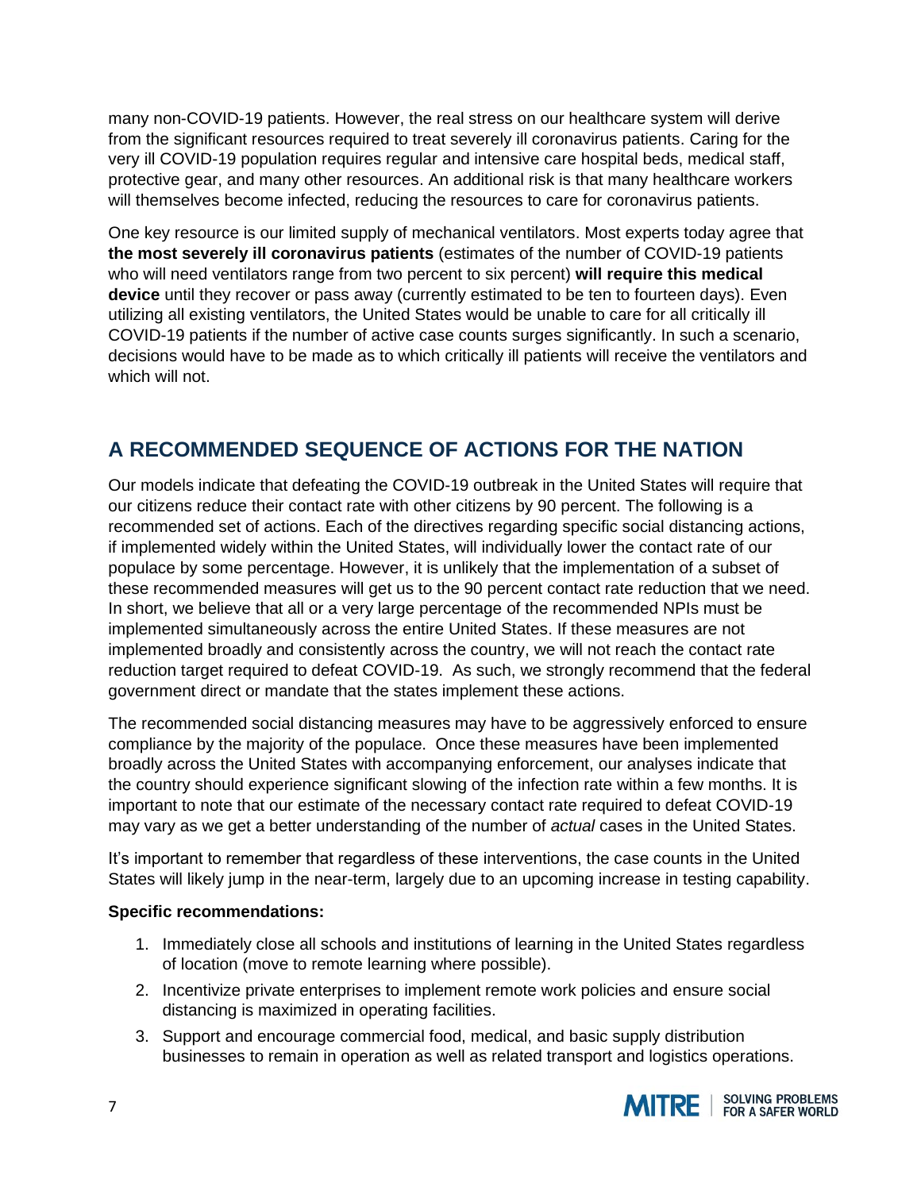many non-COVID-19 patients. However, the real stress on our healthcare system will derive from the significant resources required to treat severely ill coronavirus patients. Caring for the very ill COVID-19 population requires regular and intensive care hospital beds, medical staff, protective gear, and many other resources. An additional risk is that many healthcare workers will themselves become infected, reducing the resources to care for coronavirus patients.

One key resource is our limited supply of mechanical ventilators. Most experts today agree that **the most severely ill coronavirus patients** (estimates of the number of COVID-19 patients who will need ventilators range from two percent to six percent) **will require this medical device** until they recover or pass away (currently estimated to be ten to fourteen days). Even utilizing all existing ventilators, the United States would be unable to care for all critically ill COVID-19 patients if the number of active case counts surges significantly. In such a scenario, decisions would have to be made as to which critically ill patients will receive the ventilators and which will not.

## A RECOMMENDED SEQUENCE OF ACTIONS FOR THE NATION

Our models indicate that defeating the COVID-19 outbreak in the United States will require that our citizens reduce their contact rate with other citizens by 90 percent. The following is a recommended set of actions. Each of the directives regarding specific social distancing actions, if implemented widely within the United States, will individually lower the contact rate of our populace by some percentage. However, it is unlikely that the implementation of a subset of these recommended measures will get us to the 90 percent contact rate reduction that we need. In short, we believe that all or a very large percentage of the recommended NPIs must be implemented simultaneously across the entire United States. If these measures are not implemented broadly and consistently across the country, we will not reach the contact rate reduction target required to defeat COVID-19. As such, we strongly recommend that the federal government direct or mandate that the states implement these actions.

The recommended social distancing measures may have to be aggressively enforced to ensure compliance by the majority of the populace. Once these measures have been implemented broadly across the United States with accompanying enforcement, our analyses indicate that the country should experience significant slowing of the infection rate within a few months. It is important to note that our estimate of the necessary contact rate required to defeat COVID-19 may vary as we get a better understanding of the number of *actual* cases in the United States.

It's important to remember that regardless of these interventions, the case counts in the United States will likely jump in the near-term, largely due to an upcoming increase in testing capability.

**Specific recommendations:**

1. Immediately close all schools and institutions of learning in the United States regardless of location (move to remote learning where possible).
2. Incentivize private enterprises to implement remote work policies and ensure social distancing is maximized in operating facilities.
3. Support and encourage commercial food, medical, and basic supply distribution businesses to remain in operation as well as related transport and logistics operations.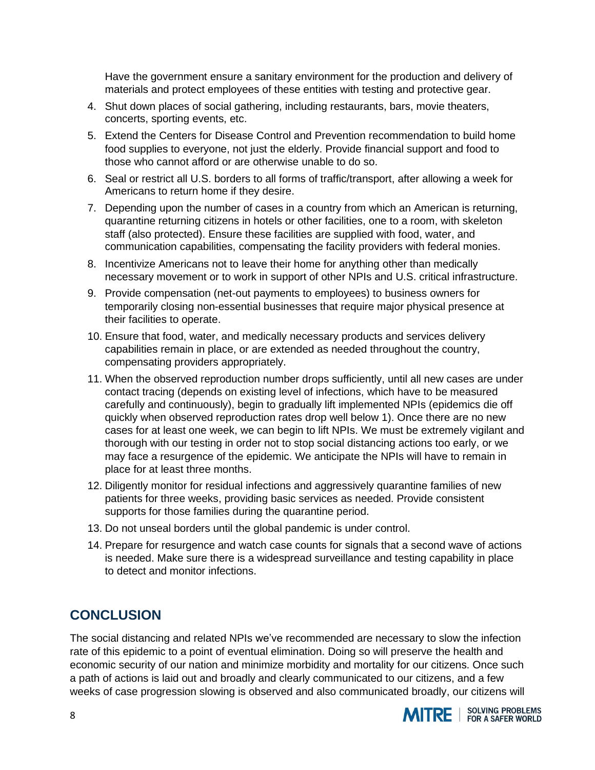Have the government ensure a sanitary environment for the production and delivery of materials and protect employees of these entities with testing and protective gear.

4. Shut down places of social gathering, including restaurants, bars, movie theaters, concerts, sporting events, etc.
5. Extend the Centers for Disease Control and Prevention recommendation to build home food supplies to everyone, not just the elderly. Provide financial support and food to those who cannot afford or are otherwise unable to do so.
6. Seal or restrict all U.S. borders to all forms of traffic/transport, after allowing a week for Americans to return home if they desire.
7. Depending upon the number of cases in a country from which an American is returning, quarantine returning citizens in hotels or other facilities, one to a room, with skeleton staff (also protected). Ensure these facilities are supplied with food, water, and communication capabilities, compensating the facility providers with federal monies.
8. Incentivize Americans not to leave their home for anything other than medically necessary movement or to work in support of other NPIs and U.S. critical infrastructure.
9. Provide compensation (net-out payments to employees) to business owners for temporarily closing non-essential businesses that require major physical presence at their facilities to operate.
10. Ensure that food, water, and medically necessary products and services delivery capabilities remain in place, or are extended as needed throughout the country, compensating providers appropriately.
11. When the observed reproduction number drops sufficiently, until all new cases are under contact tracing (depends on existing level of infections, which have to be measured carefully and continuously), begin to gradually lift implemented NPIs (epidemics die off quickly when observed reproduction rates drop well below 1). Once there are no new cases for at least one week, we can begin to lift NPIs. We must be extremely vigilant and thorough with our testing in order not to stop social distancing actions too early, or we may face a resurgence of the epidemic. We anticipate the NPIs will have to remain in place for at least three months.
12. Diligently monitor for residual infections and aggressively quarantine families of new patients for three weeks, providing basic services as needed. Provide consistent supports for those families during the quarantine period.
13. Do not unseal borders until the global pandemic is under control.
14. Prepare for resurgence and watch case counts for signals that a second wave of actions is needed. Make sure there is a widespread surveillance and testing capability in place to detect and monitor infections.

## CONCLUSION

The social distancing and related NPIs we've recommended are necessary to slow the infection rate of this epidemic to a point of eventual elimination. Doing so will preserve the health and economic security of our nation and minimize morbidity and mortality for our citizens. Once such a path of actions is laid out and broadly and clearly communicated to our citizens, and a few weeks of case progression slowing is observed and also communicated broadly, our citizens will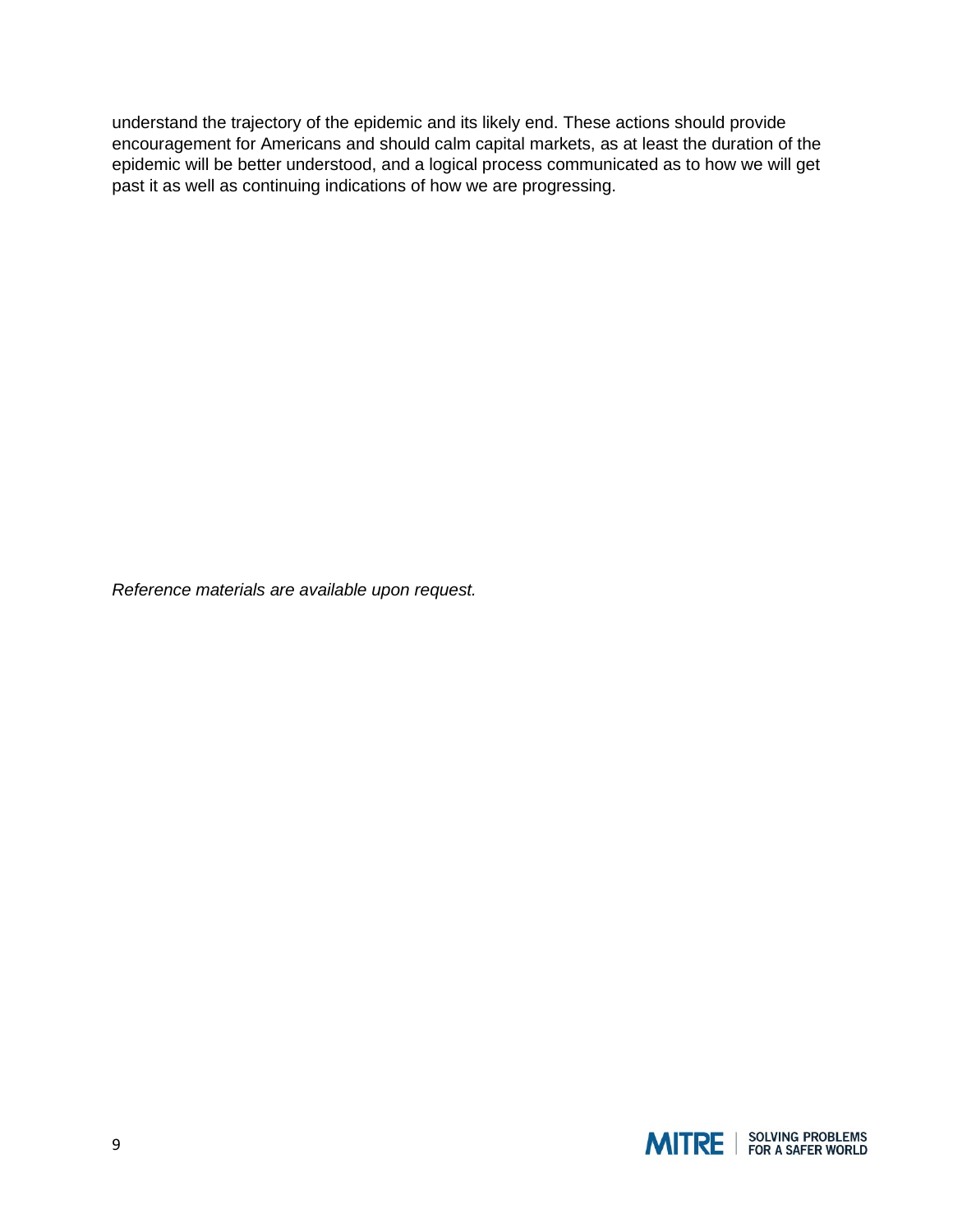understand the trajectory of the epidemic and its likely end. These actions should provide encouragement for Americans and should calm capital markets, as at least the duration of the epidemic will be better understood, and a logical process communicated as to how we will get past it as well as continuing indications of how we are progressing.

*Reference materials are available upon request.*